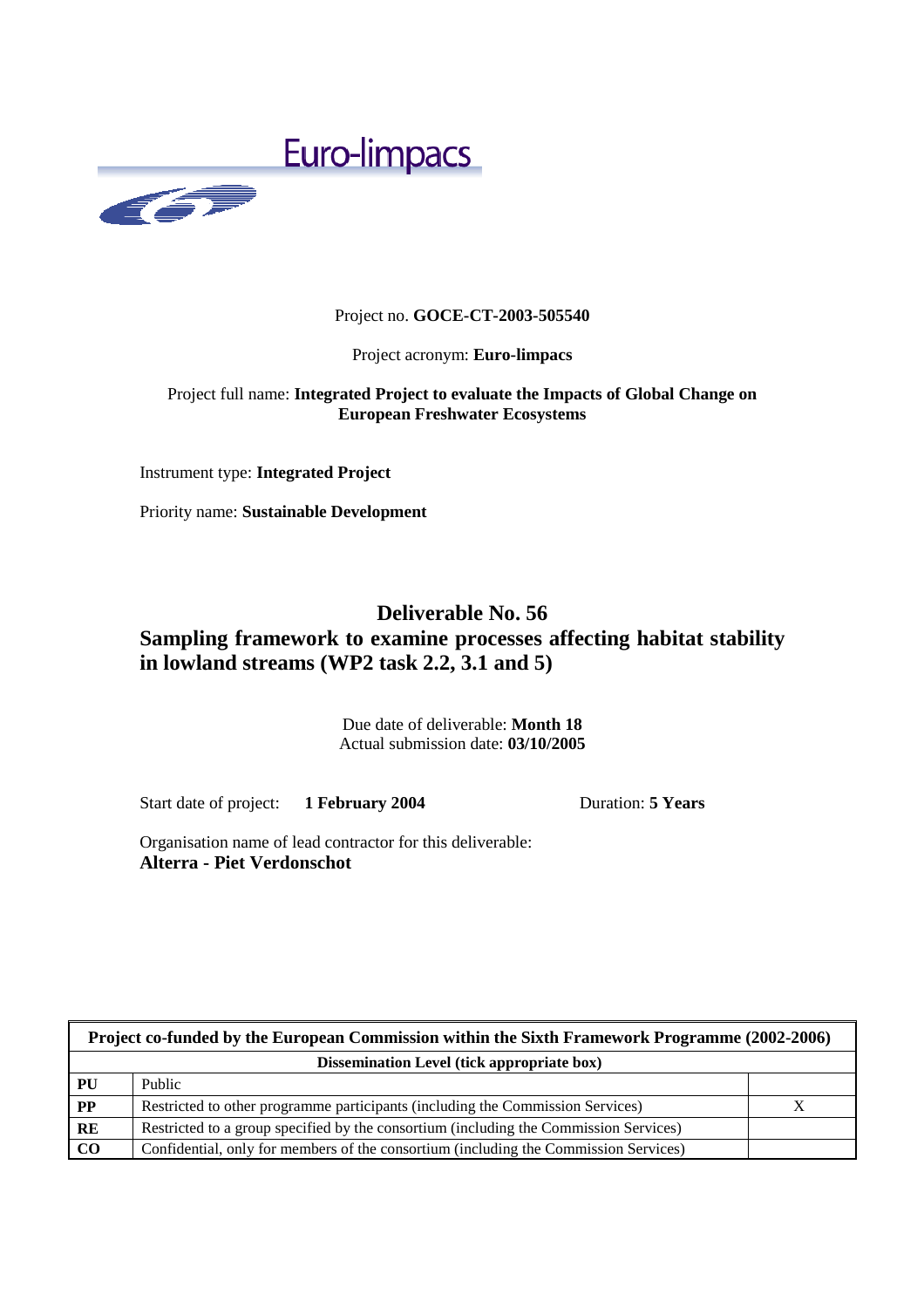Euro-limpacs

Project no. **GOCE-CT-2003-505540**

Project acronym: **Euro-limpacs**

Project full name: **Integrated Project to evaluate the Impacts of Global Change on European Freshwater Ecosystems**

Instrument type: **Integrated Project**

Priority name: **Sustainable Development**

# Deliverable No. 56
# Sampling framework to examine processes affecting habitat stability in lowland streams (WP2 task 2.2, 3.1 and 5)

Due date of deliverable: **Month 18**
Actual submission date: **03/10/2005**

Start date of project: **1 February 2004** Duration: **5 Years**

Organisation name of lead contractor for this deliverable:
**Alterra - Piet Verdonschot**

| Project co-funded by the European Commission within the Sixth Framework Programme (2002-2006) | | |
|---|---|---|
| **Dissemination Level (tick appropriate box)** | | |
| **PU** | Public | |
| **PP** | Restricted to other programme participants (including the Commission Services) | X |
| **RE** | Restricted to a group specified by the consortium (including the Commission Services) | |
| **CO** | Confidential, only for members of the consortium (including the Commission Services) | |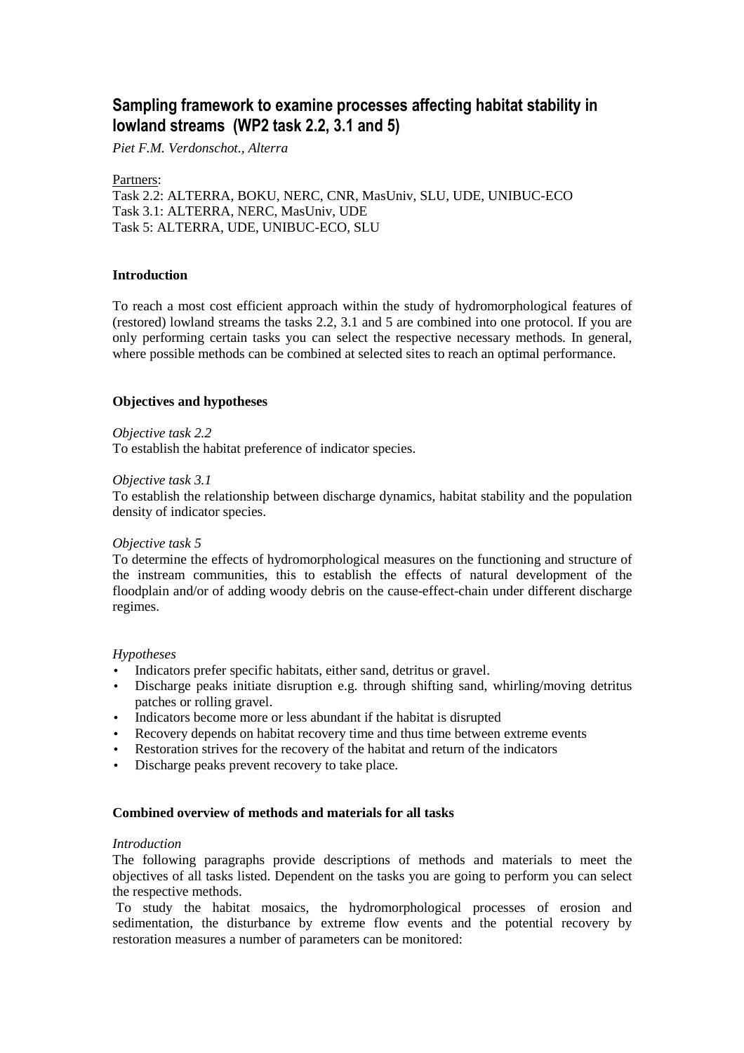## Sampling framework to examine processes affecting habitat stability in lowland streams (WP2 task 2.2, 3.1 and 5)

*Piet F.M. Verdonschot., Alterra*

Partners:
Task 2.2: ALTERRA, BOKU, NERC, CNR, MasUniv, SLU, UDE, UNIBUC-ECO
Task 3.1: ALTERRA, NERC, MasUniv, UDE
Task 5: ALTERRA, UDE, UNIBUC-ECO, SLU

**Introduction**

To reach a most cost efficient approach within the study of hydromorphological features of (restored) lowland streams the tasks 2.2, 3.1 and 5 are combined into one protocol. If you are only performing certain tasks you can select the respective necessary methods. In general, where possible methods can be combined at selected sites to reach an optimal performance.

**Objectives and hypotheses**

*Objective task 2.2*
To establish the habitat preference of indicator species.

*Objective task 3.1*
To establish the relationship between discharge dynamics, habitat stability and the population density of indicator species.

*Objective task 5*
To determine the effects of hydromorphological measures on the functioning and structure of the instream communities, this to establish the effects of natural development of the floodplain and/or of adding woody debris on the cause-effect-chain under different discharge regimes.

*Hypotheses*

- Indicators prefer specific habitats, either sand, detritus or gravel.
- Discharge peaks initiate disruption e.g. through shifting sand, whirling/moving detritus patches or rolling gravel.
- Indicators become more or less abundant if the habitat is disrupted
- Recovery depends on habitat recovery time and thus time between extreme events
- Restoration strives for the recovery of the habitat and return of the indicators
- Discharge peaks prevent recovery to take place.

**Combined overview of methods and materials for all tasks**

*Introduction*
The following paragraphs provide descriptions of methods and materials to meet the objectives of all tasks listed. Dependent on the tasks you are going to perform you can select the respective methods.
To study the habitat mosaics, the hydromorphological processes of erosion and sedimentation, the disturbance by extreme flow events and the potential recovery by restoration measures a number of parameters can be monitored: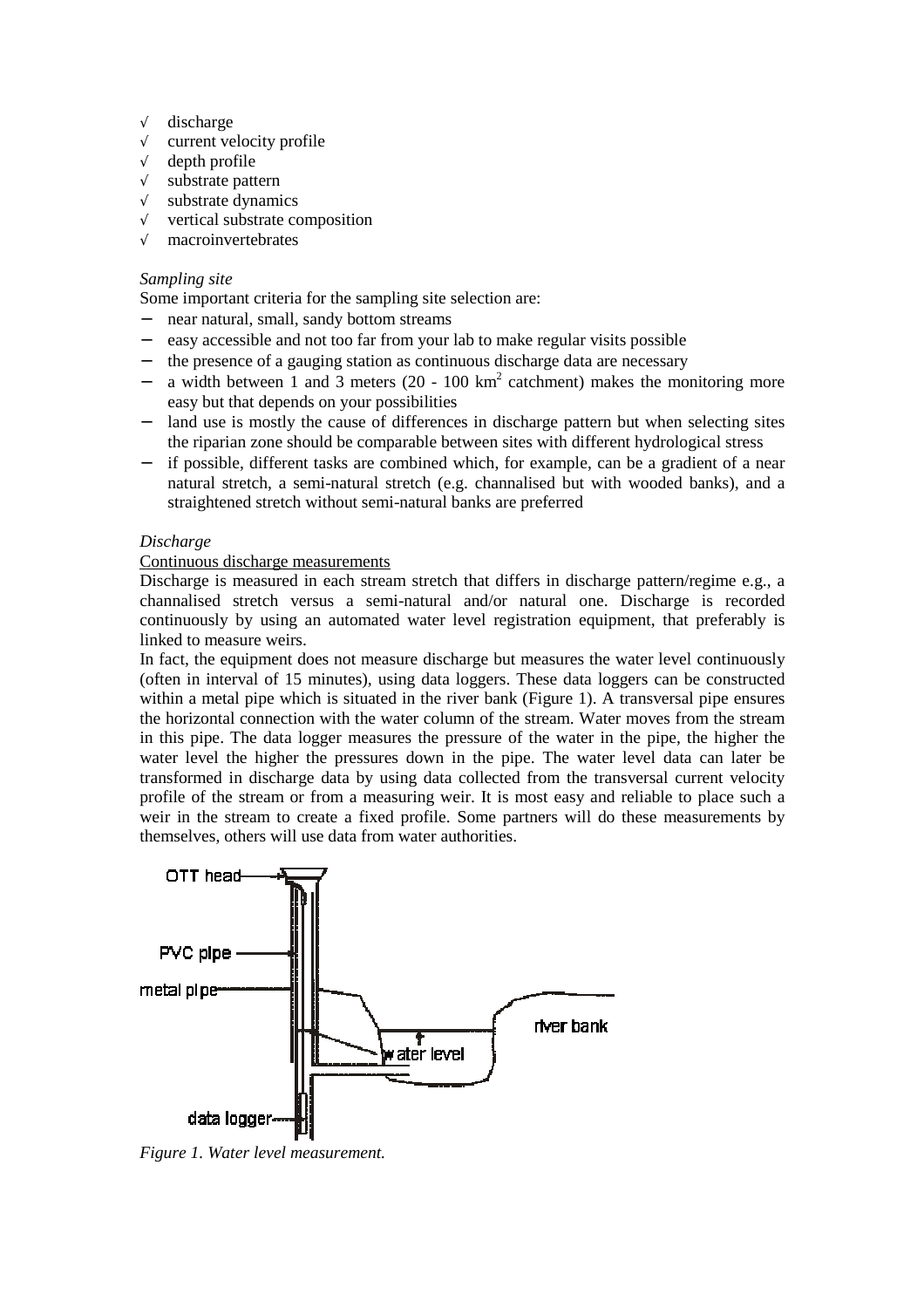- √ discharge
- √ current velocity profile
- √ depth profile
- √ substrate pattern
- √ substrate dynamics
- √ vertical substrate composition
- √ macroinvertebrates

*Sampling site*

Some important criteria for the sampling site selection are:

- near natural, small, sandy bottom streams
- easy accessible and not too far from your lab to make regular visits possible
- the presence of a gauging station as continuous discharge data are necessary
- a width between 1 and 3 meters (20 - 100 km$^2$ catchment) makes the monitoring more easy but that depends on your possibilities
- land use is mostly the cause of differences in discharge pattern but when selecting sites the riparian zone should be comparable between sites with different hydrological stress
- if possible, different tasks are combined which, for example, can be a gradient of a near natural stretch, a semi-natural stretch (e.g. channalised but with wooded banks), and a straightened stretch without semi-natural banks are preferred

*Discharge*

Continuous discharge measurements

Discharge is measured in each stream stretch that differs in discharge pattern/regime e.g., a channalised stretch versus a semi-natural and/or natural one. Discharge is recorded continuously by using an automated water level registration equipment, that preferably is linked to measure weirs.

In fact, the equipment does not measure discharge but measures the water level continuously (often in interval of 15 minutes), using data loggers. These data loggers can be constructed within a metal pipe which is situated in the river bank (Figure 1). A transversal pipe ensures the horizontal connection with the water column of the stream. Water moves from the stream in this pipe. The data logger measures the pressure of the water in the pipe, the higher the water level the higher the pressures down in the pipe. The water level data can later be transformed in discharge data by using data collected from the transversal current velocity profile of the stream or from a measuring weir. It is most easy and reliable to place such a weir in the stream to create a fixed profile. Some partners will do these measurements by themselves, others will use data from water authorities.

*Figure 1. Water level measurement.*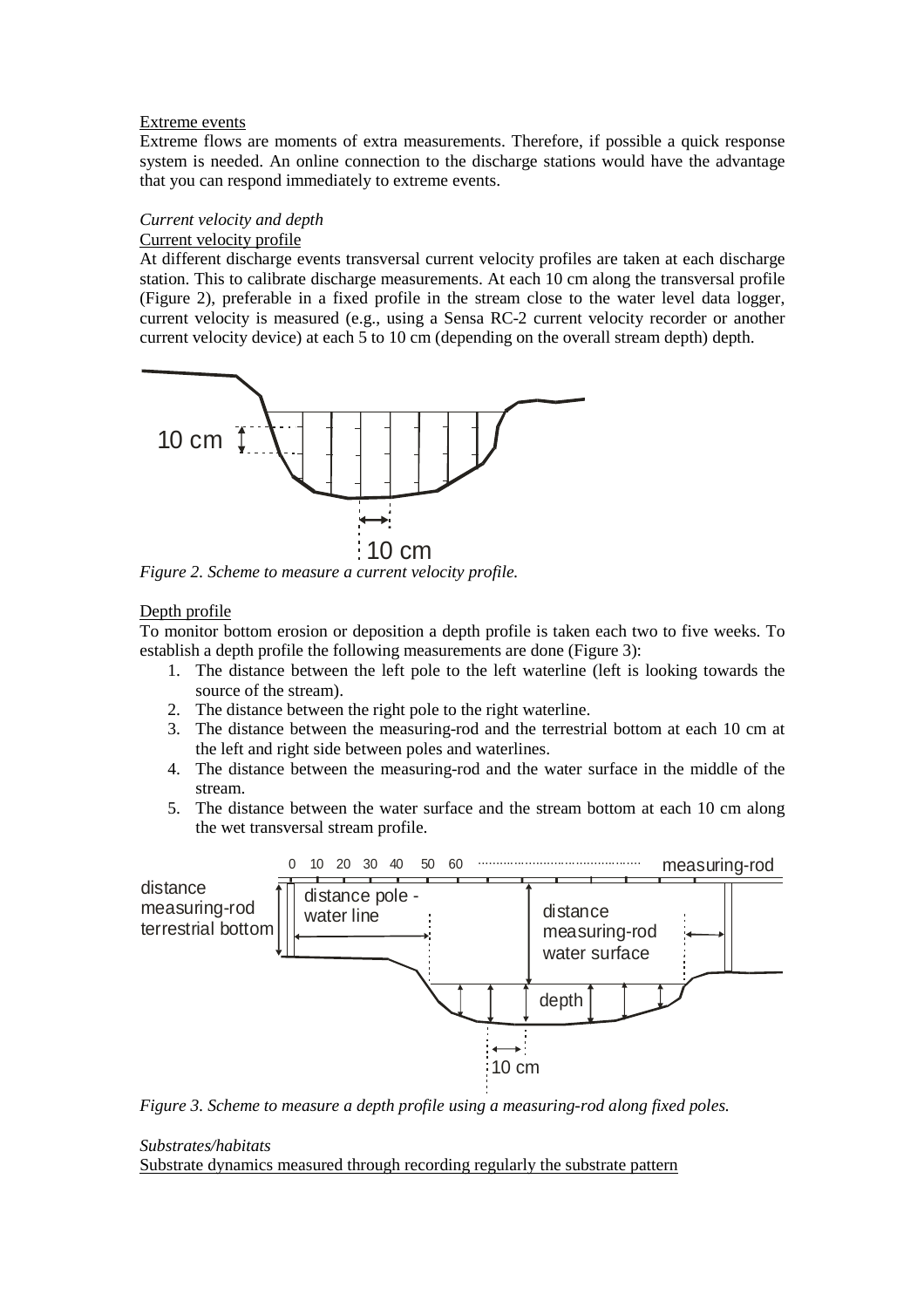Extreme events

Extreme flows are moments of extra measurements. Therefore, if possible a quick response system is needed. An online connection to the discharge stations would have the advantage that you can respond immediately to extreme events.

*Current velocity and depth*

Current velocity profile

At different discharge events transversal current velocity profiles are taken at each discharge station. This to calibrate discharge measurements. At each 10 cm along the transversal profile (Figure 2), preferable in a fixed profile in the stream close to the water level data logger, current velocity is measured (e.g., using a Sensa RC-2 current velocity recorder or another current velocity device) at each 5 to 10 cm (depending on the overall stream depth) depth.

*Figure 2. Scheme to measure a current velocity profile.*

Depth profile

To monitor bottom erosion or deposition a depth profile is taken each two to five weeks. To establish a depth profile the following measurements are done (Figure 3):

1. The distance between the left pole to the left waterline (left is looking towards the source of the stream).
2. The distance between the right pole to the right waterline.
3. The distance between the measuring-rod and the terrestrial bottom at each 10 cm at the left and right side between poles and waterlines.
4. The distance between the measuring-rod and the water surface in the middle of the stream.
5. The distance between the water surface and the stream bottom at each 10 cm along the wet transversal stream profile.

*Figure 3. Scheme to measure a depth profile using a measuring-rod along fixed poles.*

*Substrates/habitats*

Substrate dynamics measured through recording regularly the substrate pattern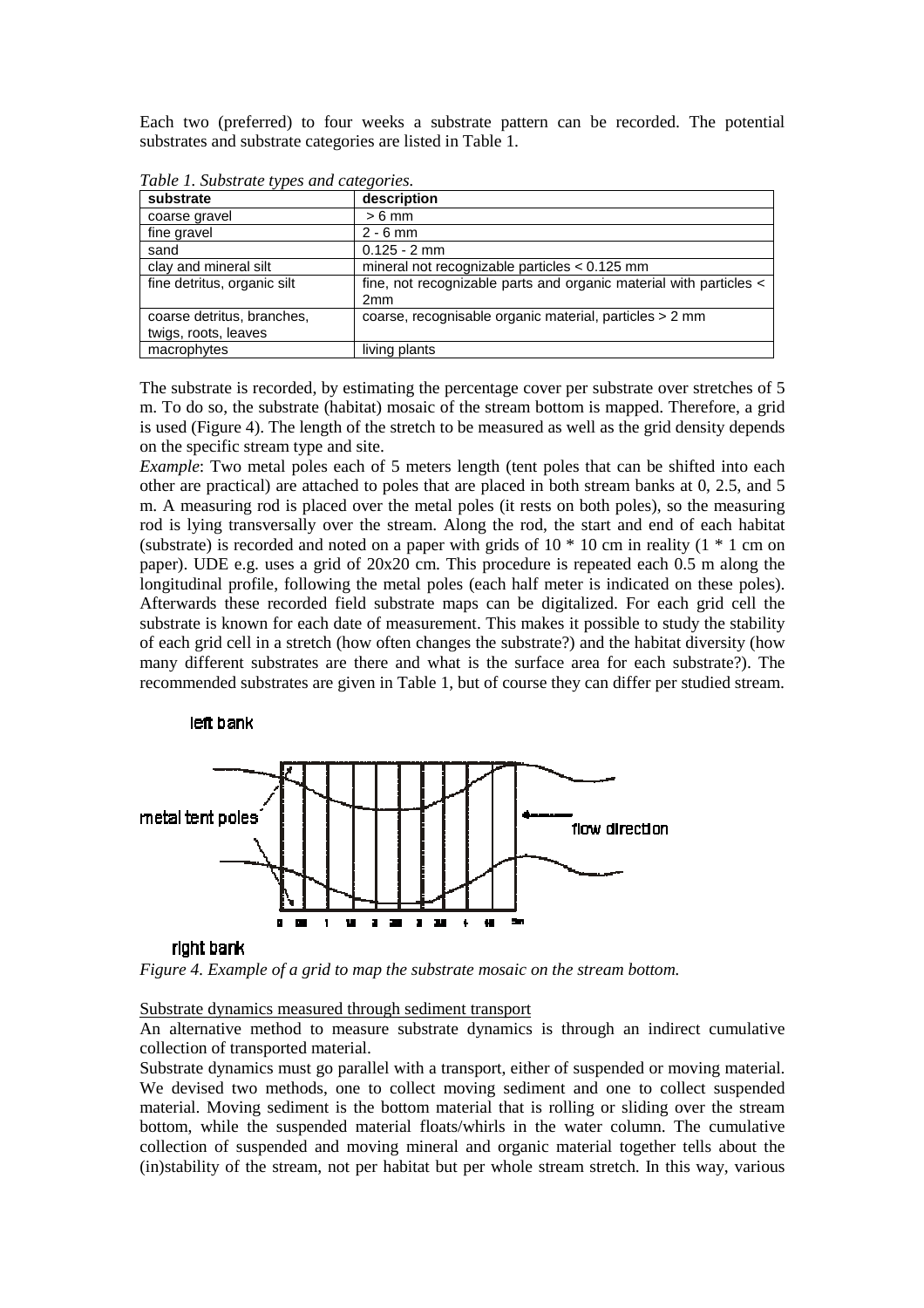Each two (preferred) to four weeks a substrate pattern can be recorded. The potential substrates and substrate categories are listed in Table 1.

*Table 1. Substrate types and categories.*

| substrate | description |
|---|---|
| coarse gravel | > 6 mm |
| fine gravel | 2 - 6 mm |
| sand | 0.125 - 2 mm |
| clay and mineral silt | mineral not recognizable particles < 0.125 mm |
| fine detritus, organic silt | fine, not recognizable parts and organic material with particles < 2mm |
| coarse detritus, branches, twigs, roots, leaves | coarse, recognisable organic material, particles > 2 mm |
| macrophytes | living plants |

The substrate is recorded, by estimating the percentage cover per substrate over stretches of 5 m. To do so, the substrate (habitat) mosaic of the stream bottom is mapped. Therefore, a grid is used (Figure 4). The length of the stretch to be measured as well as the grid density depends on the specific stream type and site.

*Example*: Two metal poles each of 5 meters length (tent poles that can be shifted into each other are practical) are attached to poles that are placed in both stream banks at 0, 2.5, and 5 m. A measuring rod is placed over the metal poles (it rests on both poles), so the measuring rod is lying transversally over the stream. Along the rod, the start and end of each habitat (substrate) is recorded and noted on a paper with grids of 10 * 10 cm in reality (1 * 1 cm on paper). UDE e.g. uses a grid of 20x20 cm. This procedure is repeated each 0.5 m along the longitudinal profile, following the metal poles (each half meter is indicated on these poles). Afterwards these recorded field substrate maps can be digitalized. For each grid cell the substrate is known for each date of measurement. This makes it possible to study the stability of each grid cell in a stretch (how often changes the substrate?) and the habitat diversity (how many different substrates are there and what is the surface area for each substrate?). The recommended substrates are given in Table 1, but of course they can differ per studied stream.

left bank

metal tent poles

flow direction

0 0.5 1 1.5 2 2.5 3 3.5 4 4.5 5m

right bank

*Figure 4. Example of a grid to map the substrate mosaic on the stream bottom.*

Substrate dynamics measured through sediment transport

An alternative method to measure substrate dynamics is through an indirect cumulative collection of transported material.

Substrate dynamics must go parallel with a transport, either of suspended or moving material. We devised two methods, one to collect moving sediment and one to collect suspended material. Moving sediment is the bottom material that is rolling or sliding over the stream bottom, while the suspended material floats/whirls in the water column. The cumulative collection of suspended and moving mineral and organic material together tells about the (in)stability of the stream, not per habitat but per whole stream stretch. In this way, various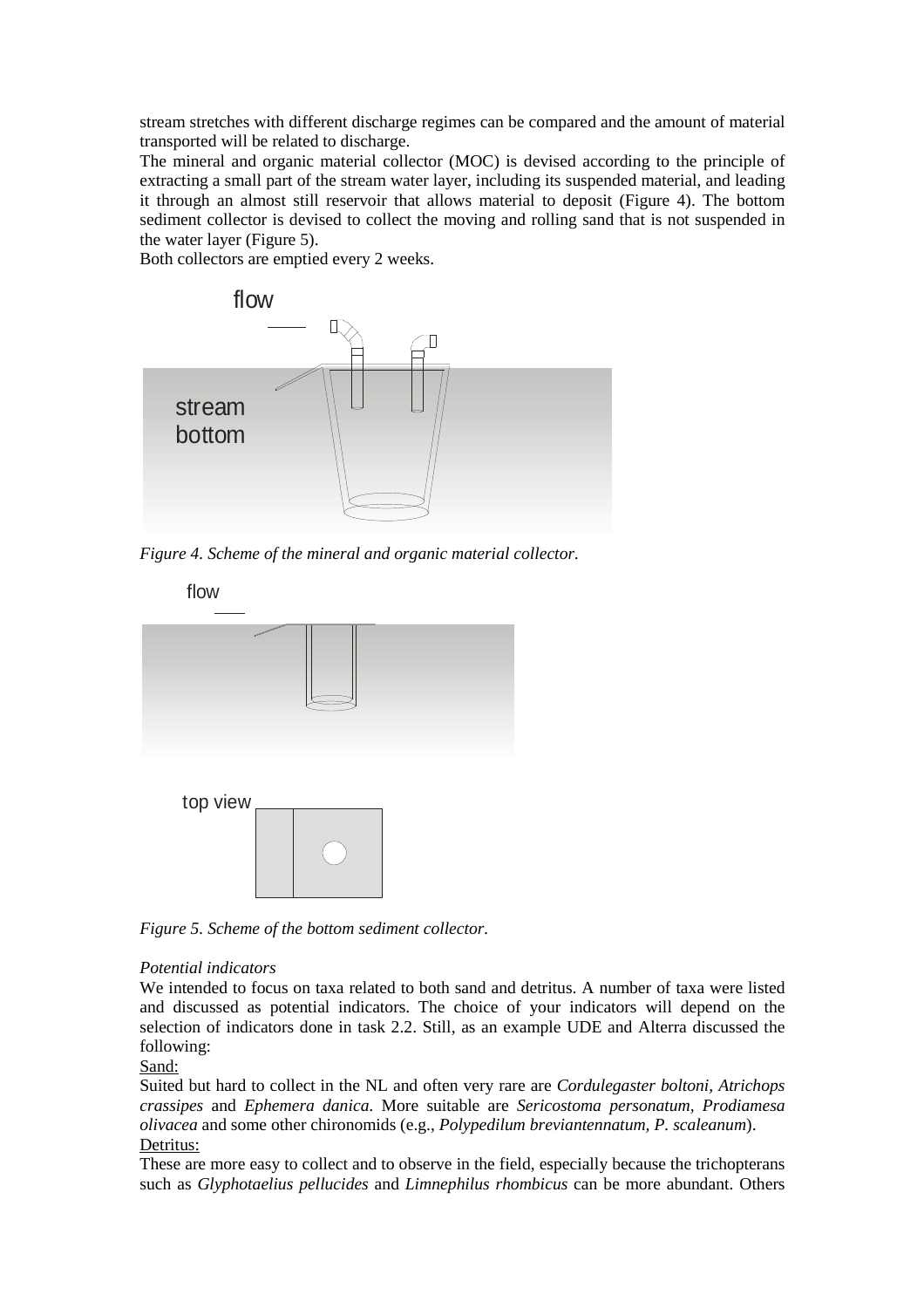stream stretches with different discharge regimes can be compared and the amount of material transported will be related to discharge.

The mineral and organic material collector (MOC) is devised according to the principle of extracting a small part of the stream water layer, including its suspended material, and leading it through an almost still reservoir that allows material to deposit (Figure 4). The bottom sediment collector is devised to collect the moving and rolling sand that is not suspended in the water layer (Figure 5).

Both collectors are emptied every 2 weeks.

*Figure 4. Scheme of the mineral and organic material collector.*

*Figure 5. Scheme of the bottom sediment collector.*

*Potential indicators*

We intended to focus on taxa related to both sand and detritus. A number of taxa were listed and discussed as potential indicators. The choice of your indicators will depend on the selection of indicators done in task 2.2. Still, as an example UDE and Alterra discussed the following:

Sand:

Suited but hard to collect in the NL and often very rare are *Cordulegaster boltoni*, *Atrichops crassipes* and *Ephemera danica*. More suitable are *Sericostoma personatum*, *Prodiamesa olivacea* and some other chironomids (e.g., *Polypedilum breviantennatum*, *P. scaleanum*).

Detritus:

These are more easy to collect and to observe in the field, especially because the trichopterans such as *Glyphotaelius pellucides* and *Limnephilus rhombicus* can be more abundant. Others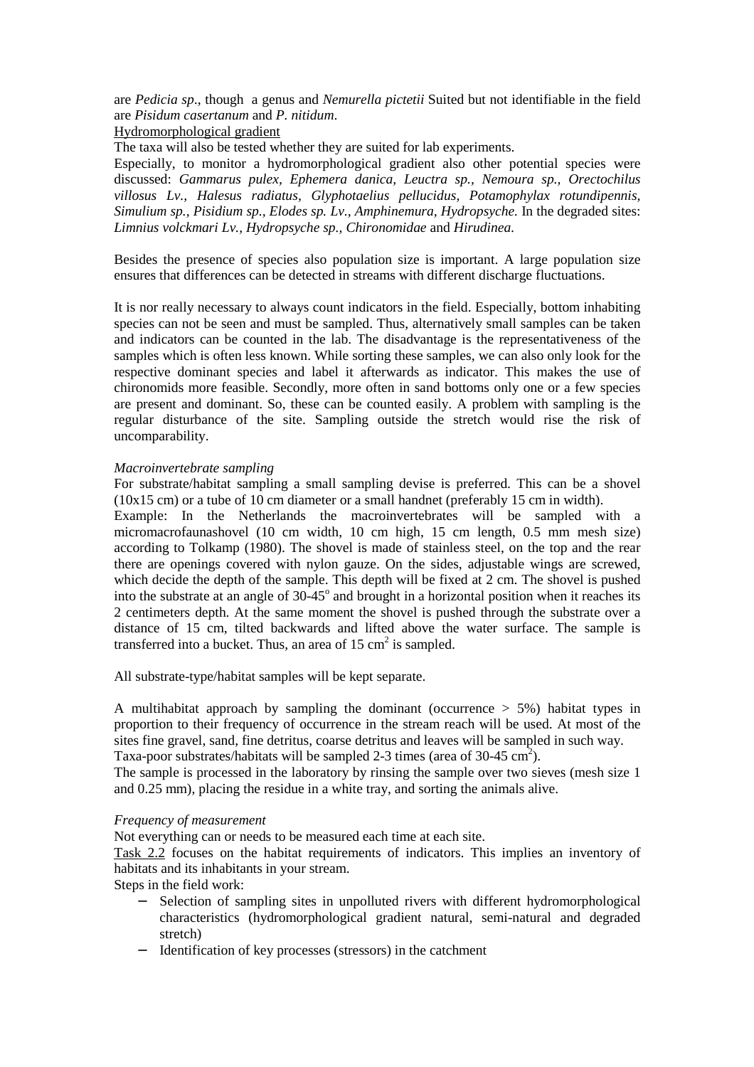are *Pedicia sp*., though a genus and *Nemurella pictetii* Suited but not identifiable in the field are *Pisidum casertanum* and *P. nitidum*.

Hydromorphological gradient

The taxa will also be tested whether they are suited for lab experiments.

Especially, to monitor a hydromorphological gradient also other potential species were discussed: *Gammarus pulex, Ephemera danica, Leuctra sp., Nemoura sp., Orectochilus villosus Lv., Halesus radiatus, Glyphotaelius pellucidus, Potamophylax rotundipennis, Simulium sp., Pisidium sp., Elodes sp. Lv., Amphinemura, Hydropsyche.* In the degraded sites: *Limnius volckmari Lv., Hydropsyche sp., Chironomidae* and *Hirudinea.*

Besides the presence of species also population size is important. A large population size ensures that differences can be detected in streams with different discharge fluctuations.

It is nor really necessary to always count indicators in the field. Especially, bottom inhabiting species can not be seen and must be sampled. Thus, alternatively small samples can be taken and indicators can be counted in the lab. The disadvantage is the representativeness of the samples which is often less known. While sorting these samples, we can also only look for the respective dominant species and label it afterwards as indicator. This makes the use of chironomids more feasible. Secondly, more often in sand bottoms only one or a few species are present and dominant. So, these can be counted easily. A problem with sampling is the regular disturbance of the site. Sampling outside the stretch would rise the risk of uncomparability.

*Macroinvertebrate sampling*

For substrate/habitat sampling a small sampling devise is preferred. This can be a shovel (10x15 cm) or a tube of 10 cm diameter or a small handnet (preferably 15 cm in width).

Example: In the Netherlands the macroinvertebrates will be sampled with a micromacrofaunashovel (10 cm width, 10 cm high, 15 cm length, 0.5 mm mesh size) according to Tolkamp (1980). The shovel is made of stainless steel, on the top and the rear there are openings covered with nylon gauze. On the sides, adjustable wings are screwed, which decide the depth of the sample. This depth will be fixed at 2 cm. The shovel is pushed into the substrate at an angle of 30-45$^o$ and brought in a horizontal position when it reaches its 2 centimeters depth. At the same moment the shovel is pushed through the substrate over a distance of 15 cm, tilted backwards and lifted above the water surface. The sample is transferred into a bucket. Thus, an area of 15 $cm^2$ is sampled.

All substrate-type/habitat samples will be kept separate.

A multihabitat approach by sampling the dominant (occurrence > 5%) habitat types in proportion to their frequency of occurrence in the stream reach will be used. At most of the sites fine gravel, sand, fine detritus, coarse detritus and leaves will be sampled in such way.

Taxa-poor substrates/habitats will be sampled 2-3 times (area of 30-45 $cm^2$).

The sample is processed in the laboratory by rinsing the sample over two sieves (mesh size 1 and 0.25 mm), placing the residue in a white tray, and sorting the animals alive.

*Frequency of measurement*

Not everything can or needs to be measured each time at each site.

Task 2.2 focuses on the habitat requirements of indicators. This implies an inventory of habitats and its inhabitants in your stream.

Steps in the field work:

- Selection of sampling sites in unpolluted rivers with different hydromorphological characteristics (hydromorphological gradient natural, semi-natural and degraded stretch)
- Identification of key processes (stressors) in the catchment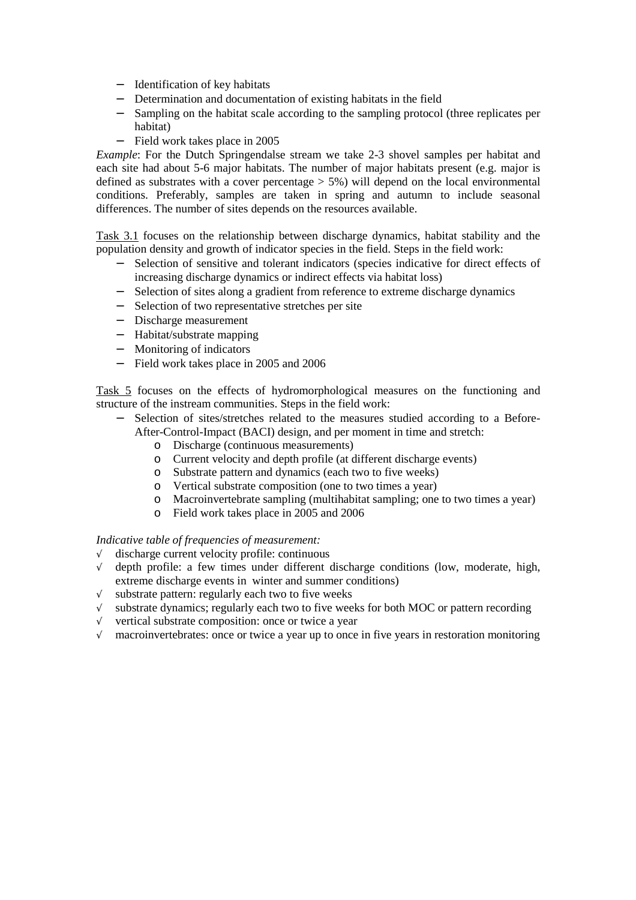- Identification of key habitats
- Determination and documentation of existing habitats in the field
- Sampling on the habitat scale according to the sampling protocol (three replicates per habitat)
- Field work takes place in 2005

*Example*: For the Dutch Springendalse stream we take 2-3 shovel samples per habitat and each site had about 5-6 major habitats. The number of major habitats present (e.g. major is defined as substrates with a cover percentage > 5%) will depend on the local environmental conditions. Preferably, samples are taken in spring and autumn to include seasonal differences. The number of sites depends on the resources available.

Task 3.1 focuses on the relationship between discharge dynamics, habitat stability and the population density and growth of indicator species in the field. Steps in the field work:

- Selection of sensitive and tolerant indicators (species indicative for direct effects of increasing discharge dynamics or indirect effects via habitat loss)
- Selection of sites along a gradient from reference to extreme discharge dynamics
- Selection of two representative stretches per site
- Discharge measurement
- Habitat/substrate mapping
- Monitoring of indicators
- Field work takes place in 2005 and 2006

Task 5 focuses on the effects of hydromorphological measures on the functioning and structure of the instream communities. Steps in the field work:

- Selection of sites/stretches related to the measures studied according to a Before-After-Control-Impact (BACI) design, and per moment in time and stretch:
  - Discharge (continuous measurements)
  - Current velocity and depth profile (at different discharge events)
  - Substrate pattern and dynamics (each two to five weeks)
  - Vertical substrate composition (one to two times a year)
  - Macroinvertebrate sampling (multihabitat sampling; one to two times a year)
  - Field work takes place in 2005 and 2006

*Indicative table of frequencies of measurement:*

- √ discharge current velocity profile: continuous
- √ depth profile: a few times under different discharge conditions (low, moderate, high, extreme discharge events in winter and summer conditions)
- √ substrate pattern: regularly each two to five weeks
- √ substrate dynamics; regularly each two to five weeks for both MOC or pattern recording
- √ vertical substrate composition: once or twice a year
- √ macroinvertebrates: once or twice a year up to once in five years in restoration monitoring